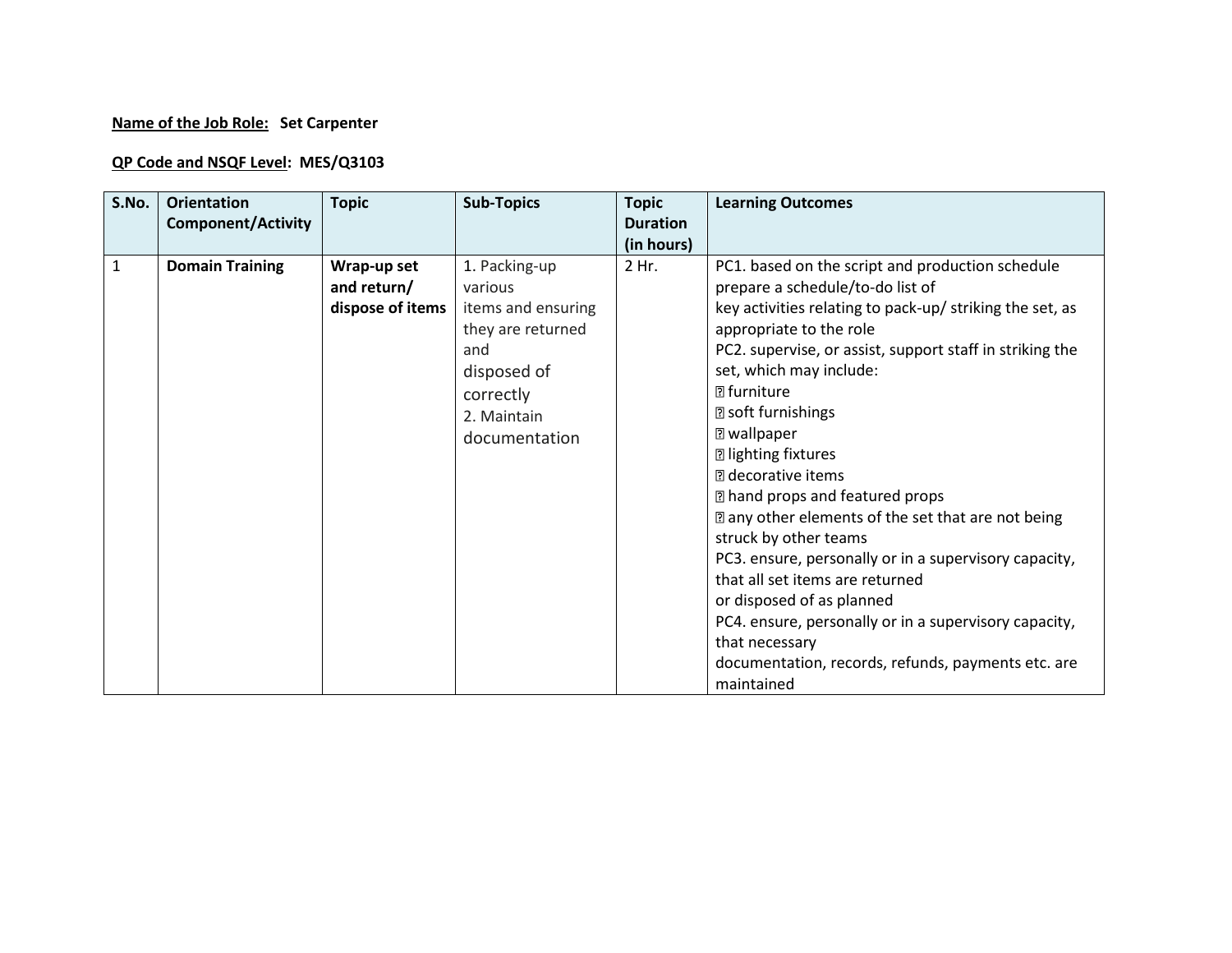**Name of the Job Role:** **Set Carpenter**

**QP Code and NSQF Level:** **MES/Q3103**

| S.No. | Orientation Component/Activity | Topic | Sub-Topics | Topic Duration (in hours) | Learning Outcomes |
|---|---|---|---|---|---|
| 1 | **Domain Training** | **Wrap-up set and return/ dispose of items** | 1. Packing-up various items and ensuring they are returned and disposed of correctly<br>2. Maintain documentation | 2 Hr. | PC1. based on the script and production schedule prepare a schedule/to-do list of key activities relating to pack-up/ striking the set, as appropriate to the role<br>PC2. supervise, or assist, support staff in striking the set, which may include:<br>• furniture<br>• soft furnishings<br>• wallpaper<br>• lighting fixtures<br>• decorative items<br>• hand props and featured props<br>• any other elements of the set that are not being struck by other teams<br>PC3. ensure, personally or in a supervisory capacity, that all set items are returned or disposed of as planned<br>PC4. ensure, personally or in a supervisory capacity, that necessary documentation, records, refunds, payments etc. are maintained |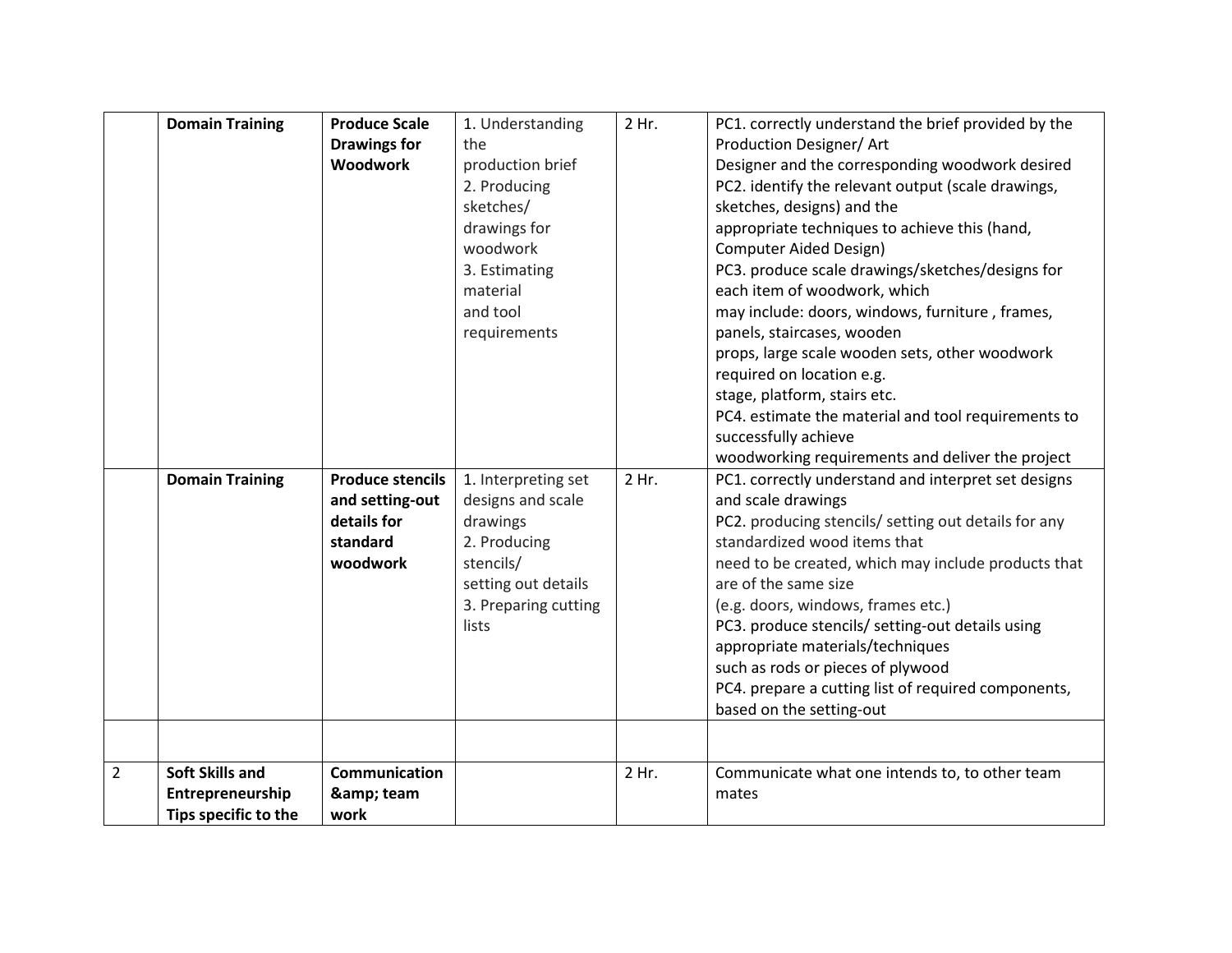|  |  |  |  |  |  |
| --- | --- | --- | --- | --- | --- |
|  | **Domain Training** | **Produce Scale Drawings for Woodwork** | 1. Understanding the production brief<br>2. Producing sketches/ drawings for woodwork<br>3. Estimating material and tool requirements | 2 Hr. | PC1. correctly understand the brief provided by the Production Designer/ Art Designer and the corresponding woodwork desired<br>PC2. identify the relevant output (scale drawings, sketches, designs) and the appropriate techniques to achieve this (hand, Computer Aided Design)<br>PC3. produce scale drawings/sketches/designs for each item of woodwork, which may include: doors, windows, furniture , frames, panels, staircases, wooden props, large scale wooden sets, other woodwork required on location e.g. stage, platform, stairs etc.<br>PC4. estimate the material and tool requirements to successfully achieve woodworking requirements and deliver the project |
|  | **Domain Training** | **Produce stencils and setting-out details for standard woodwork** | 1. Interpreting set designs and scale drawings<br>2. Producing stencils/ setting out details<br>3. Preparing cutting lists | 2 Hr. | PC1. correctly understand and interpret set designs and scale drawings<br>PC2. producing stencils/ setting out details for any standardized wood items that need to be created, which may include products that are of the same size (e.g. doors, windows, frames etc.)<br>PC3. produce stencils/ setting-out details using appropriate materials/techniques such as rods or pieces of plywood<br>PC4. prepare a cutting list of required components, based on the setting-out |
|  |  |  |  |  |  |
| 2 | **Soft Skills and Entrepreneurship Tips specific to the** | **Communication &amp; team work** |  | 2 Hr. | Communicate what one intends to, to other team mates |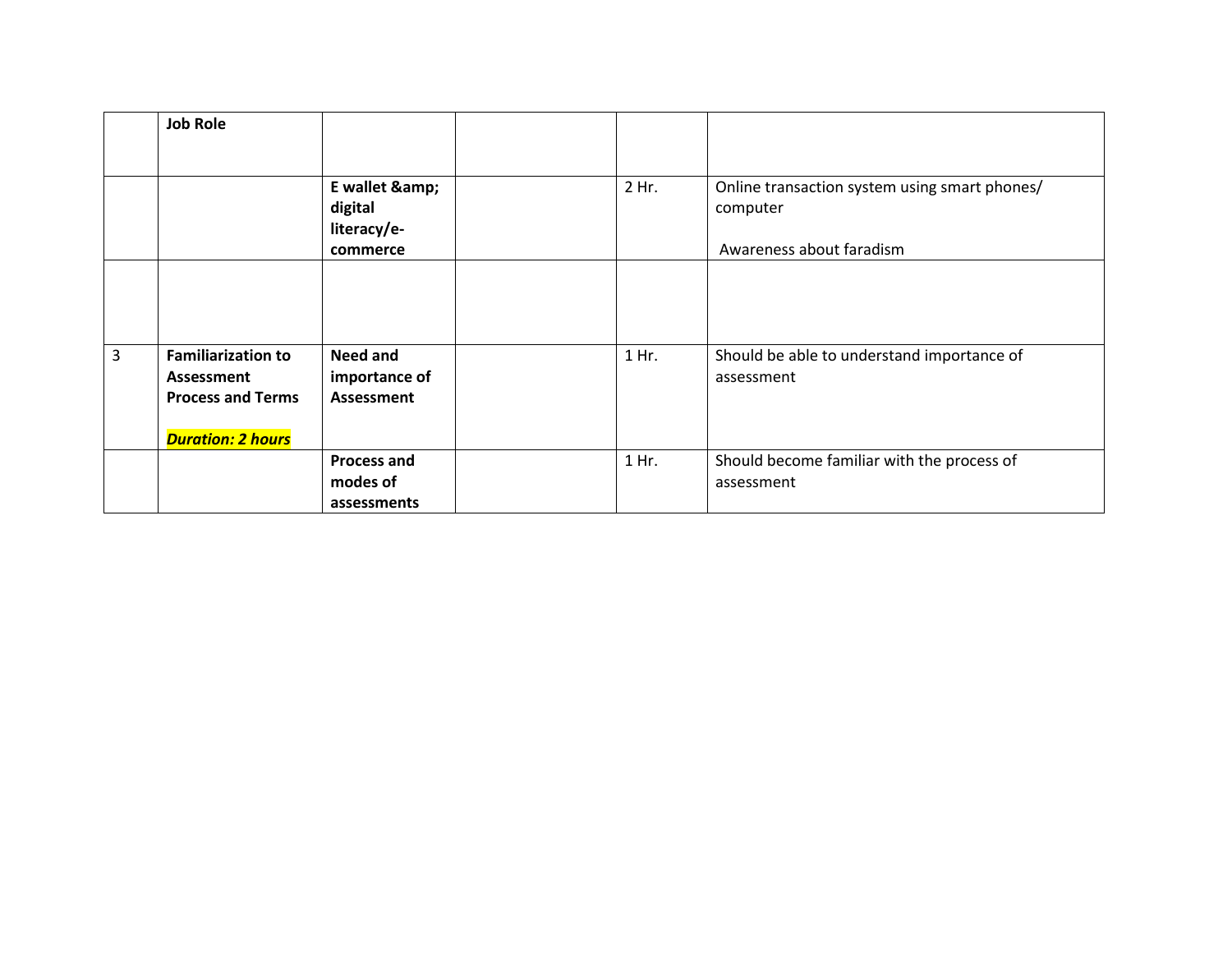| | | | | | |
|---|---|---|---|---|---|
| | **Job Role** | | | | |
| | | **E wallet &amp; digital literacy/e-commerce** | | 2 Hr. | Online transaction system using smart phones/ computer<br><br>Awareness about faradism |
| | | | | | |
| 3 | **Familiarization to Assessment Process and Terms**<br><br>***Duration: 2 hours*** | **Need and importance of Assessment** | | 1 Hr. | Should be able to understand importance of assessment |
| | | **Process and modes of assessments** | | 1 Hr. | Should become familiar with the process of assessment |